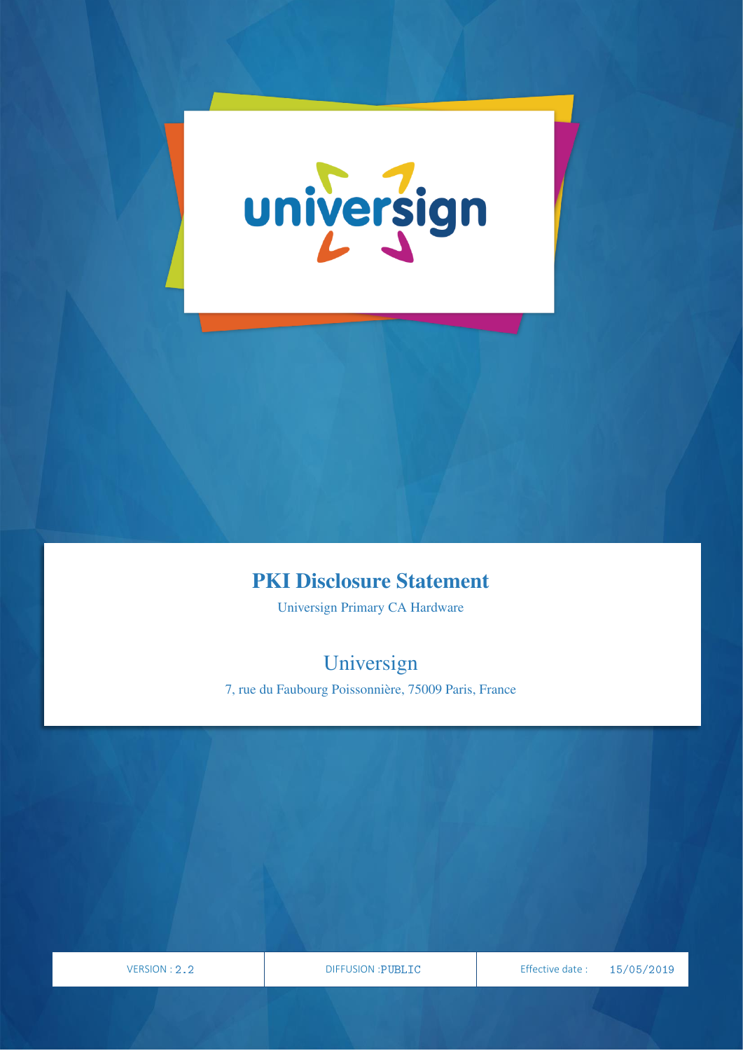# PKI Disclosure Statement

Universign Primary CA Hardware

## Universign

7, rue du Faubourg Poissonnière, 75009 Paris, France

| VERSION : 2.2 | DIFFUSION :PUBLIC | Effective date : 15/05/2019 |
|---|---|---|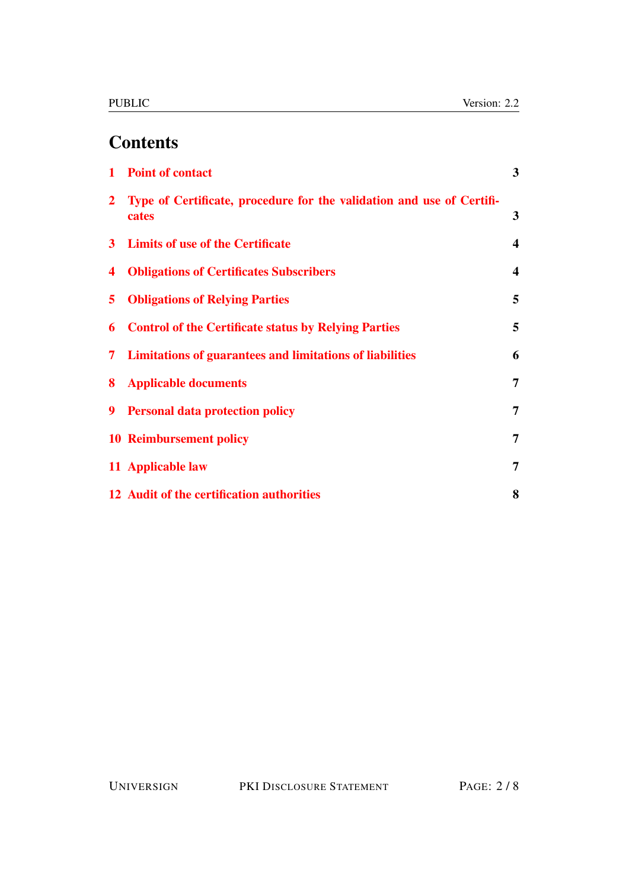# Contents

1 Point of contact 3

2 Type of Certificate, procedure for the validation and use of Certificates 3

3 Limits of use of the Certificate 4

4 Obligations of Certificates Subscribers 4

5 Obligations of Relying Parties 5

6 Control of the Certificate status by Relying Parties 5

7 Limitations of guarantees and limitations of liabilities 6

8 Applicable documents 7

9 Personal data protection policy 7

10 Reimbursement policy 7

11 Applicable law 7

12 Audit of the certification authorities 8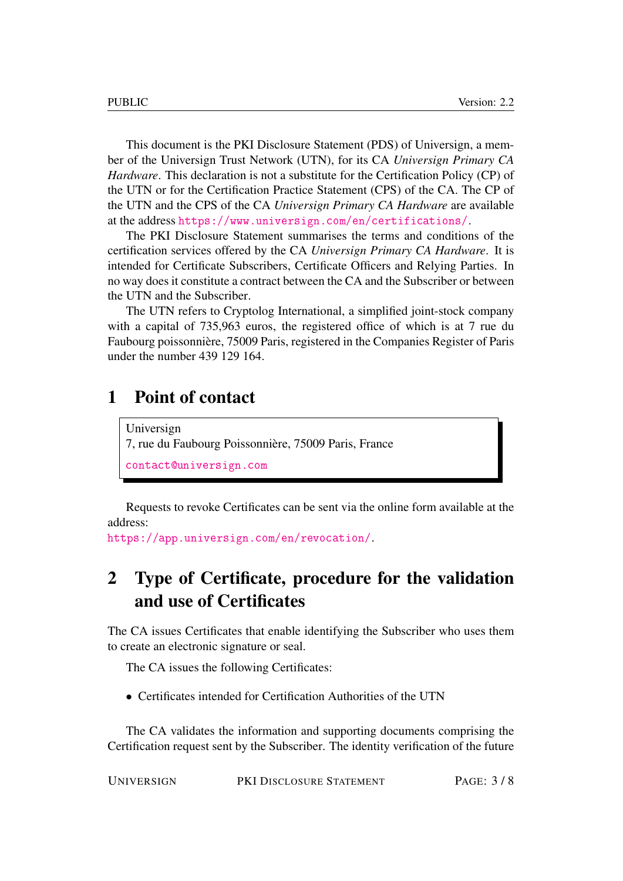This document is the PKI Disclosure Statement (PDS) of Universign, a member of the Universign Trust Network (UTN), for its CA *Universign Primary CA Hardware*. This declaration is not a substitute for the Certification Policy (CP) of the UTN or for the Certification Practice Statement (CPS) of the CA. The CP of the UTN and the CPS of the CA *Universign Primary CA Hardware* are available at the address https://www.universign.com/en/certifications/.

The PKI Disclosure Statement summarises the terms and conditions of the certification services offered by the CA *Universign Primary CA Hardware*. It is intended for Certificate Subscribers, Certificate Officers and Relying Parties. In no way does it constitute a contract between the CA and the Subscriber or between the UTN and the Subscriber.

The UTN refers to Cryptolog International, a simplified joint-stock company with a capital of 735,963 euros, the registered office of which is at 7 rue du Faubourg poissonnière, 75009 Paris, registered in the Companies Register of Paris under the number 439 129 164.

# 1 Point of contact

Universign
7, rue du Faubourg Poissonnière, 75009 Paris, France
contact@universign.com

Requests to revoke Certificates can be sent via the online form available at the address:
https://app.universign.com/en/revocation/.

# 2 Type of Certificate, procedure for the validation and use of Certificates

The CA issues Certificates that enable identifying the Subscriber who uses them to create an electronic signature or seal.

The CA issues the following Certificates:

- Certificates intended for Certification Authorities of the UTN

The CA validates the information and supporting documents comprising the Certification request sent by the Subscriber. The identity verification of the future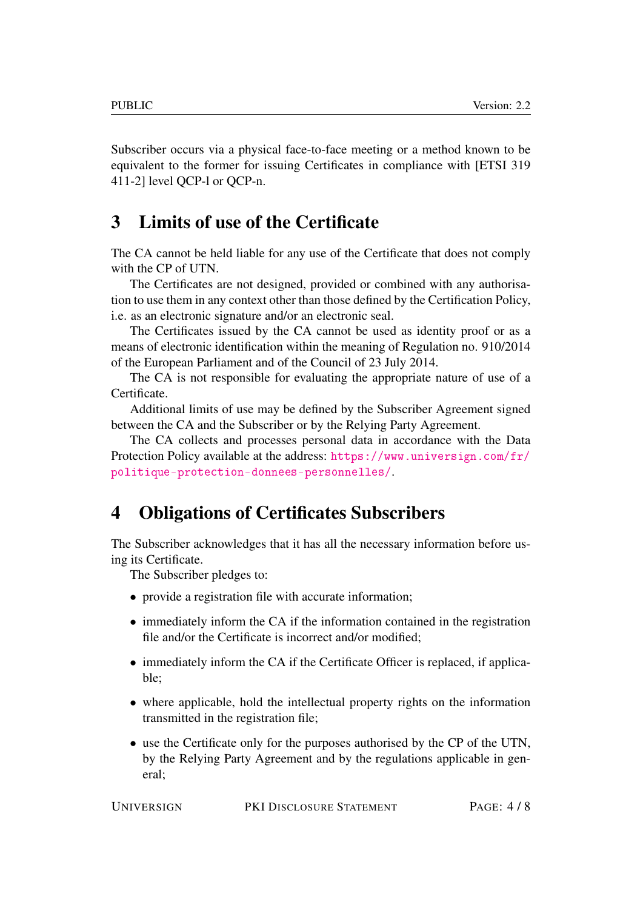Subscriber occurs via a physical face-to-face meeting or a method known to be equivalent to the former for issuing Certificates in compliance with [ETSI 319 411-2] level QCP-l or QCP-n.

# 3 Limits of use of the Certificate

The CA cannot be held liable for any use of the Certificate that does not comply with the CP of UTN.

The Certificates are not designed, provided or combined with any authorisation to use them in any context other than those defined by the Certification Policy, i.e. as an electronic signature and/or an electronic seal.

The Certificates issued by the CA cannot be used as identity proof or as a means of electronic identification within the meaning of Regulation no. 910/2014 of the European Parliament and of the Council of 23 July 2014.

The CA is not responsible for evaluating the appropriate nature of use of a Certificate.

Additional limits of use may be defined by the Subscriber Agreement signed between the CA and the Subscriber or by the Relying Party Agreement.

The CA collects and processes personal data in accordance with the Data Protection Policy available at the address: https://www.universign.com/fr/politique-protection-donnees-personnelles/.

# 4 Obligations of Certificates Subscribers

The Subscriber acknowledges that it has all the necessary information before using its Certificate.

The Subscriber pledges to:

- provide a registration file with accurate information;
- immediately inform the CA if the information contained in the registration file and/or the Certificate is incorrect and/or modified;
- immediately inform the CA if the Certificate Officer is replaced, if applicable;
- where applicable, hold the intellectual property rights on the information transmitted in the registration file;
- use the Certificate only for the purposes authorised by the CP of the UTN, by the Relying Party Agreement and by the regulations applicable in general;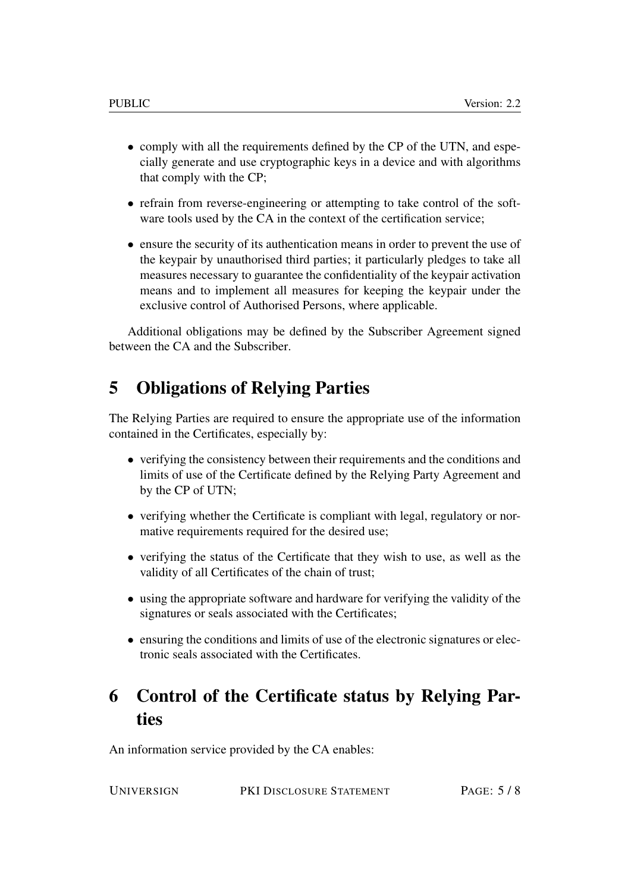- comply with all the requirements defined by the CP of the UTN, and especially generate and use cryptographic keys in a device and with algorithms that comply with the CP;
- refrain from reverse-engineering or attempting to take control of the software tools used by the CA in the context of the certification service;
- ensure the security of its authentication means in order to prevent the use of the keypair by unauthorised third parties; it particularly pledges to take all measures necessary to guarantee the confidentiality of the keypair activation means and to implement all measures for keeping the keypair under the exclusive control of Authorised Persons, where applicable.

Additional obligations may be defined by the Subscriber Agreement signed between the CA and the Subscriber.

# 5 Obligations of Relying Parties

The Relying Parties are required to ensure the appropriate use of the information contained in the Certificates, especially by:

- verifying the consistency between their requirements and the conditions and limits of use of the Certificate defined by the Relying Party Agreement and by the CP of UTN;
- verifying whether the Certificate is compliant with legal, regulatory or normative requirements required for the desired use;
- verifying the status of the Certificate that they wish to use, as well as the validity of all Certificates of the chain of trust;
- using the appropriate software and hardware for verifying the validity of the signatures or seals associated with the Certificates;
- ensuring the conditions and limits of use of the electronic signatures or electronic seals associated with the Certificates.

# 6 Control of the Certificate status by Relying Parties

An information service provided by the CA enables: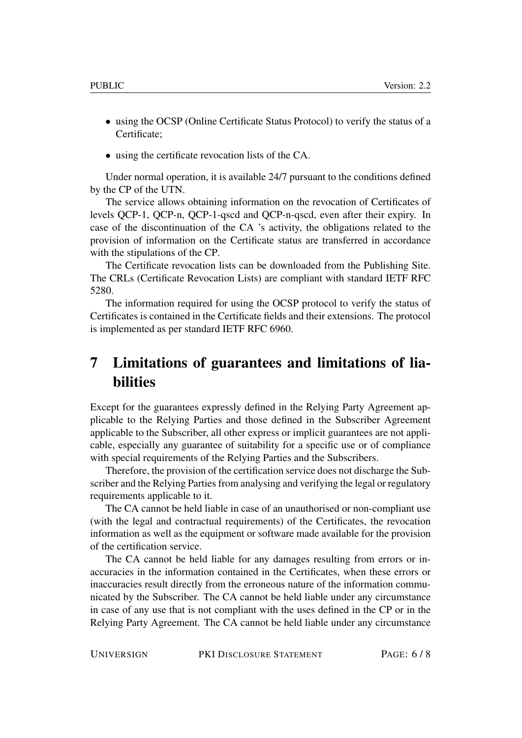- using the OCSP (Online Certificate Status Protocol) to verify the status of a Certificate;
- using the certificate revocation lists of the CA.

Under normal operation, it is available 24/7 pursuant to the conditions defined by the CP of the UTN.

The service allows obtaining information on the revocation of Certificates of levels QCP-1, QCP-n, QCP-1-qscd and QCP-n-qscd, even after their expiry. In case of the discontinuation of the CA 's activity, the obligations related to the provision of information on the Certificate status are transferred in accordance with the stipulations of the CP.

The Certificate revocation lists can be downloaded from the Publishing Site. The CRLs (Certificate Revocation Lists) are compliant with standard IETF RFC 5280.

The information required for using the OCSP protocol to verify the status of Certificates is contained in the Certificate fields and their extensions. The protocol is implemented as per standard IETF RFC 6960.

# 7 Limitations of guarantees and limitations of liabilities

Except for the guarantees expressly defined in the Relying Party Agreement applicable to the Relying Parties and those defined in the Subscriber Agreement applicable to the Subscriber, all other express or implicit guarantees are not applicable, especially any guarantee of suitability for a specific use or of compliance with special requirements of the Relying Parties and the Subscribers.

Therefore, the provision of the certification service does not discharge the Subscriber and the Relying Parties from analysing and verifying the legal or regulatory requirements applicable to it.

The CA cannot be held liable in case of an unauthorised or non-compliant use (with the legal and contractual requirements) of the Certificates, the revocation information as well as the equipment or software made available for the provision of the certification service.

The CA cannot be held liable for any damages resulting from errors or inaccuracies in the information contained in the Certificates, when these errors or inaccuracies result directly from the erroneous nature of the information communicated by the Subscriber. The CA cannot be held liable under any circumstance in case of any use that is not compliant with the uses defined in the CP or in the Relying Party Agreement. The CA cannot be held liable under any circumstance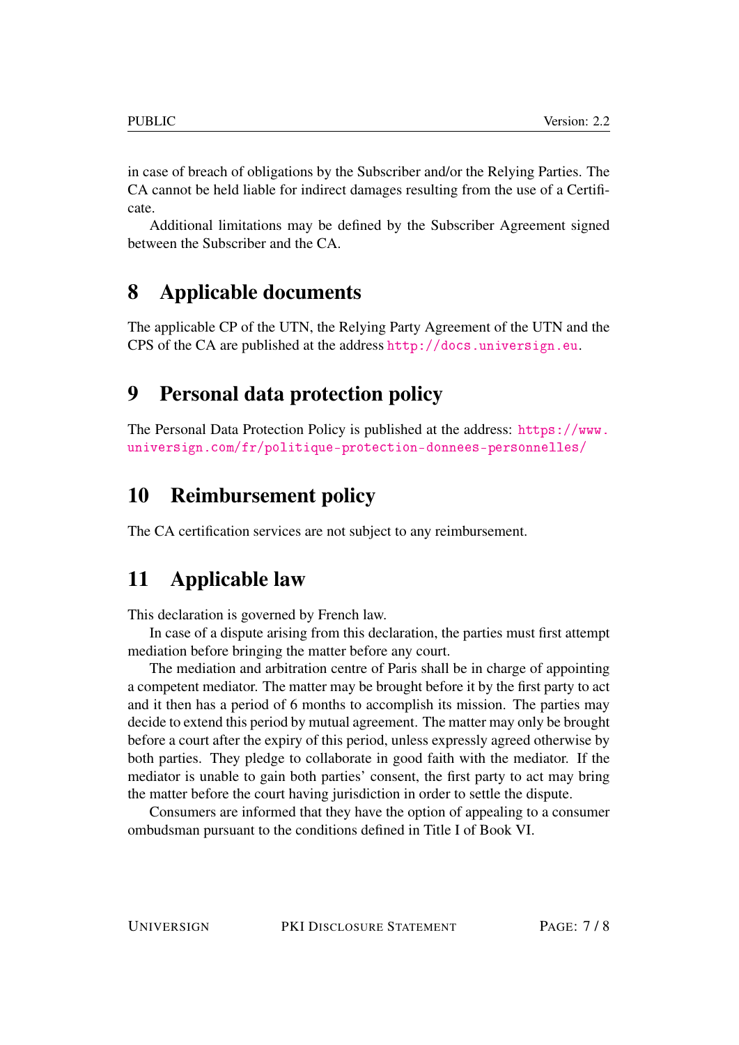in case of breach of obligations by the Subscriber and/or the Relying Parties. The CA cannot be held liable for indirect damages resulting from the use of a Certificate.

Additional limitations may be defined by the Subscriber Agreement signed between the Subscriber and the CA.

# 8 Applicable documents

The applicable CP of the UTN, the Relying Party Agreement of the UTN and the CPS of the CA are published at the address http://docs.universign.eu.

# 9 Personal data protection policy

The Personal Data Protection Policy is published at the address: https://www.universign.com/fr/politique-protection-donnees-personnelles/

# 10 Reimbursement policy

The CA certification services are not subject to any reimbursement.

# 11 Applicable law

This declaration is governed by French law.

In case of a dispute arising from this declaration, the parties must first attempt mediation before bringing the matter before any court.

The mediation and arbitration centre of Paris shall be in charge of appointing a competent mediator. The matter may be brought before it by the first party to act and it then has a period of 6 months to accomplish its mission. The parties may decide to extend this period by mutual agreement. The matter may only be brought before a court after the expiry of this period, unless expressly agreed otherwise by both parties. They pledge to collaborate in good faith with the mediator. If the mediator is unable to gain both parties' consent, the first party to act may bring the matter before the court having jurisdiction in order to settle the dispute.

Consumers are informed that they have the option of appealing to a consumer ombudsman pursuant to the conditions defined in Title I of Book VI.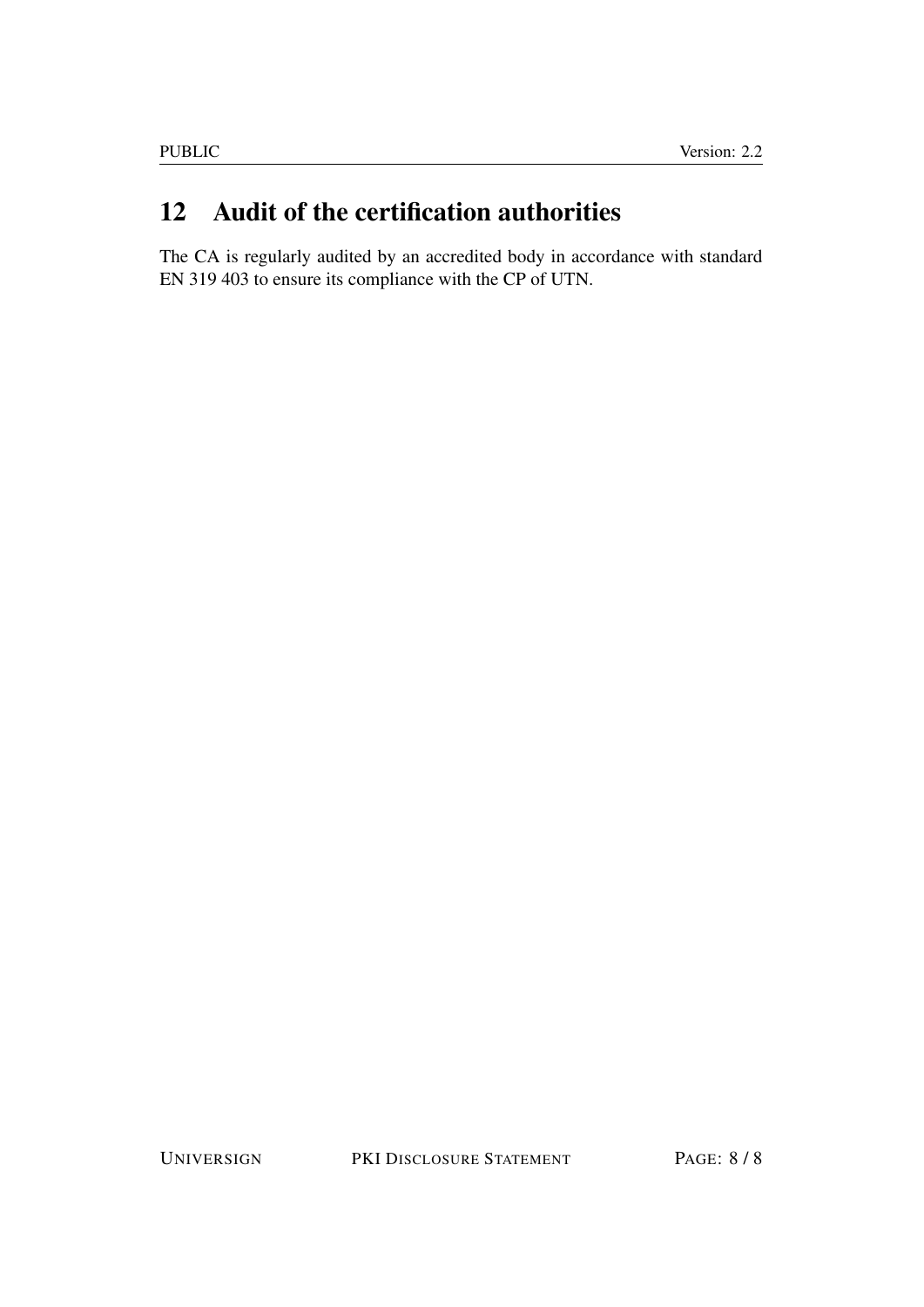# 12 Audit of the certification authorities

The CA is regularly audited by an accredited body in accordance with standard EN 319 403 to ensure its compliance with the CP of UTN.